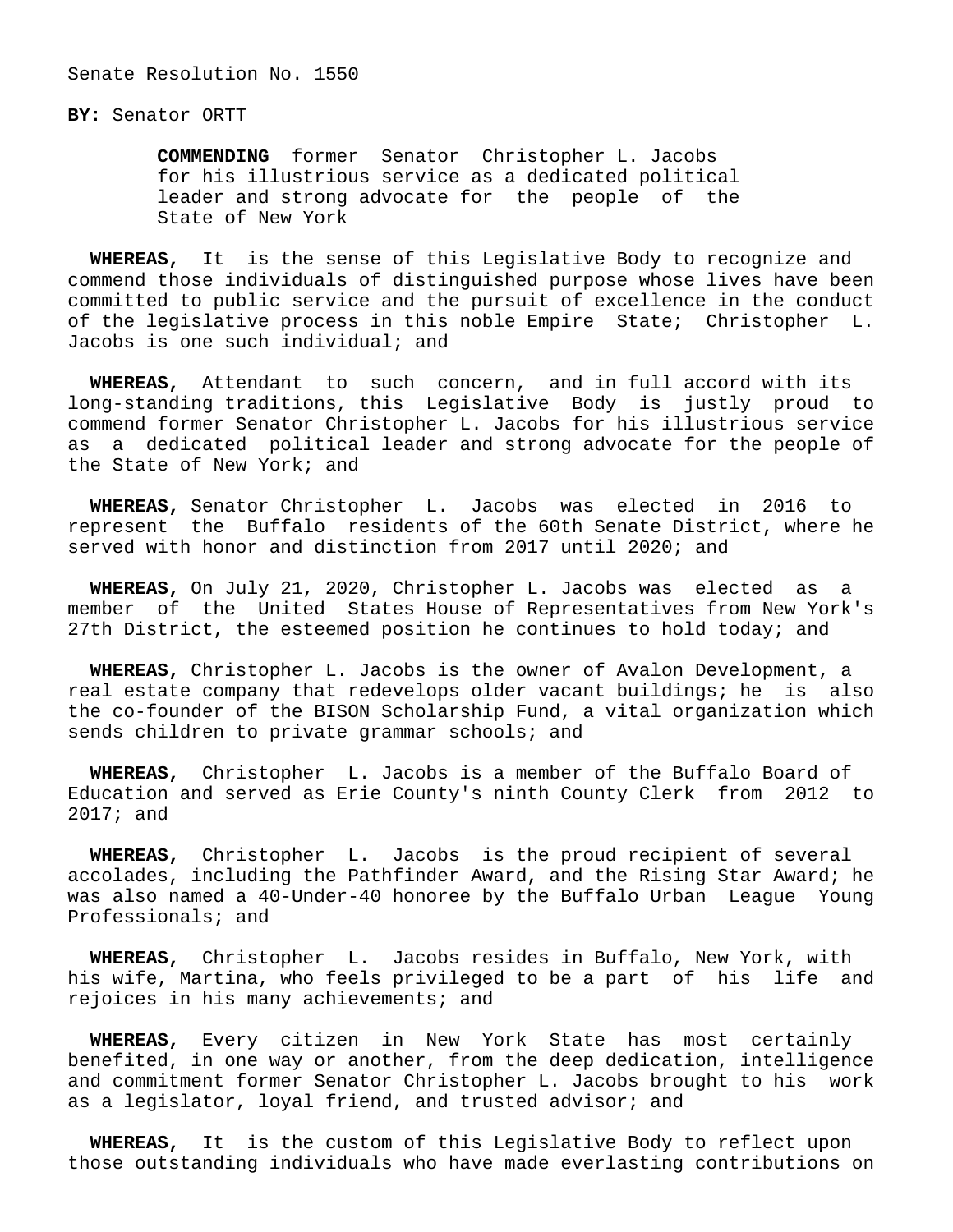Senate Resolution No. 1550

**BY:** Senator ORTT

**COMMENDING** former Senator Christopher L. Jacobs for his illustrious service as a dedicated political leader and strong advocate for the people of the State of New York

**WHEREAS,** It is the sense of this Legislative Body to recognize and commend those individuals of distinguished purpose whose lives have been committed to public service and the pursuit of excellence in the conduct of the legislative process in this noble Empire State; Christopher L. Jacobs is one such individual; and

**WHEREAS,** Attendant to such concern, and in full accord with its long-standing traditions, this Legislative Body is justly proud to commend former Senator Christopher L. Jacobs for his illustrious service as a dedicated political leader and strong advocate for the people of the State of New York; and

**WHEREAS,** Senator Christopher L. Jacobs was elected in 2016 to represent the Buffalo residents of the 60th Senate District, where he served with honor and distinction from 2017 until 2020; and

**WHEREAS,** On July 21, 2020, Christopher L. Jacobs was elected as a member of the United States House of Representatives from New York's 27th District, the esteemed position he continues to hold today; and

**WHEREAS,** Christopher L. Jacobs is the owner of Avalon Development, a real estate company that redevelops older vacant buildings; he is also the co-founder of the BISON Scholarship Fund, a vital organization which sends children to private grammar schools; and

**WHEREAS,** Christopher L. Jacobs is a member of the Buffalo Board of Education and served as Erie County's ninth County Clerk from 2012 to 2017; and

**WHEREAS,** Christopher L. Jacobs is the proud recipient of several accolades, including the Pathfinder Award, and the Rising Star Award; he was also named a 40-Under-40 honoree by the Buffalo Urban League Young Professionals; and

**WHEREAS,** Christopher L. Jacobs resides in Buffalo, New York, with his wife, Martina, who feels privileged to be a part of his life and rejoices in his many achievements; and

**WHEREAS,** Every citizen in New York State has most certainly benefited, in one way or another, from the deep dedication, intelligence and commitment former Senator Christopher L. Jacobs brought to his work as a legislator, loyal friend, and trusted advisor; and

**WHEREAS,** It is the custom of this Legislative Body to reflect upon those outstanding individuals who have made everlasting contributions on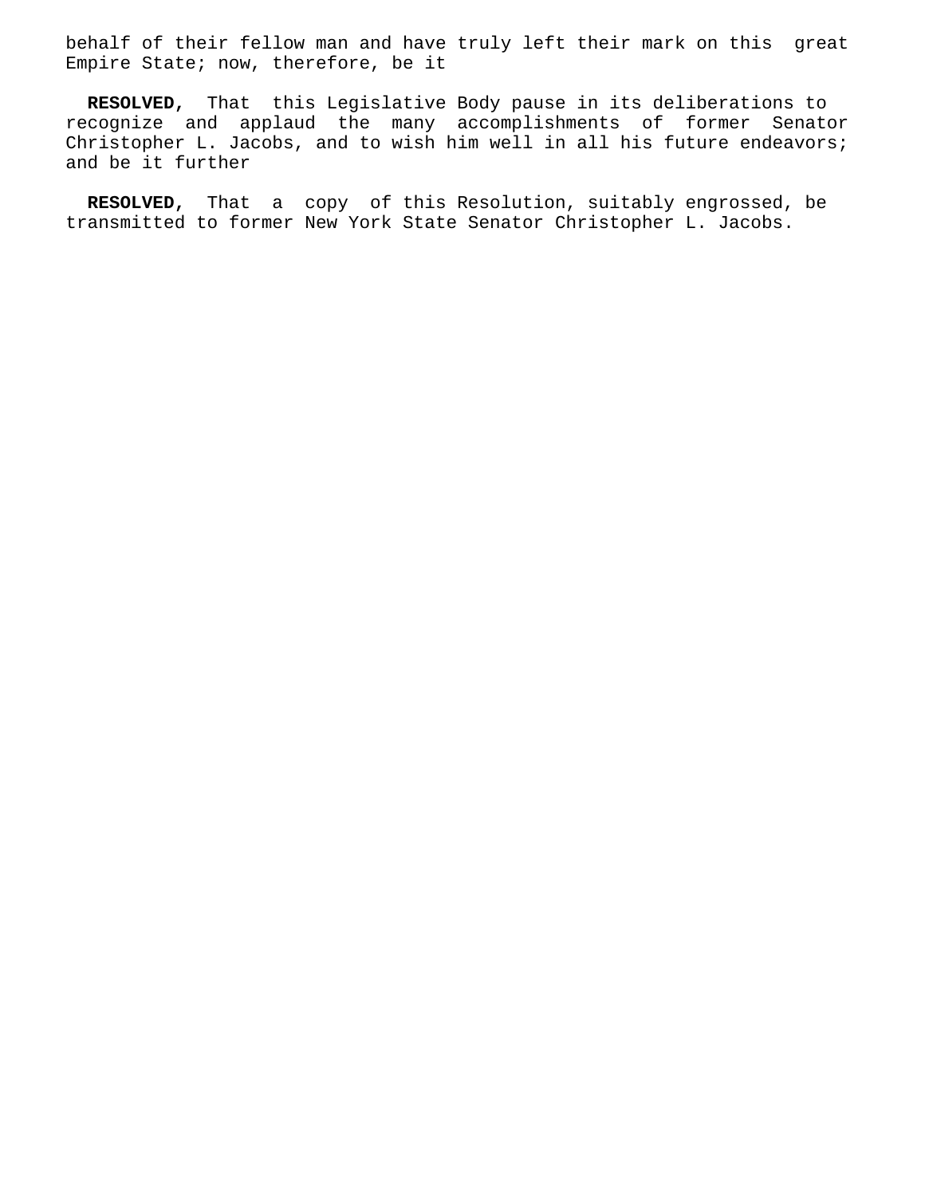behalf of their fellow man and have truly left their mark on this great Empire State; now, therefore, be it

**RESOLVED,** That this Legislative Body pause in its deliberations to recognize and applaud the many accomplishments of former Senator Christopher L. Jacobs, and to wish him well in all his future endeavors; and be it further

**RESOLVED,** That a copy of this Resolution, suitably engrossed, be transmitted to former New York State Senator Christopher L. Jacobs.